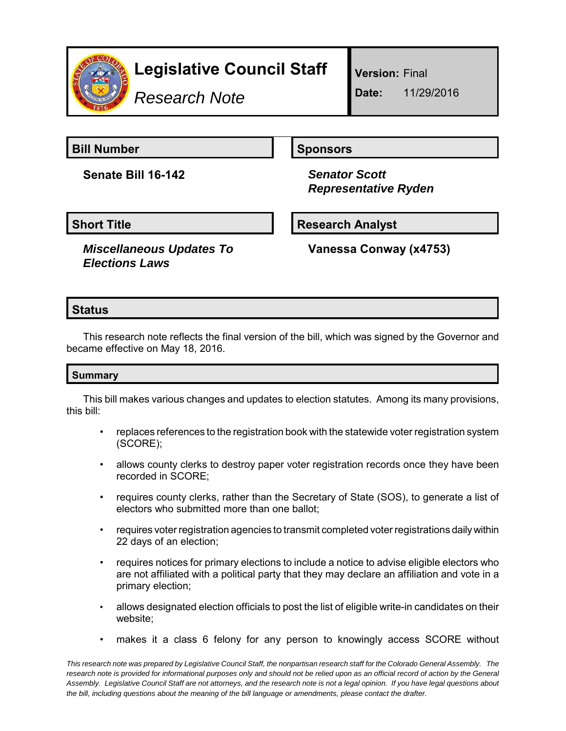# Legislative Council Staff

*Research Note*

**Version:** Final

**Date:** 11/29/2016

## Bill Number

**Senate Bill 16-142**

## Sponsors

***Senator Scott***
***Representative Ryden***

## Short Title

***Miscellaneous Updates To Elections Laws***

## Research Analyst

**Vanessa Conway (x4753)**

## Status

This research note reflects the final version of the bill, which was signed by the Governor and became effective on May 18, 2016.

## Summary

This bill makes various changes and updates to election statutes. Among its many provisions, this bill:

- replaces references to the registration book with the statewide voter registration system (SCORE);
- allows county clerks to destroy paper voter registration records once they have been recorded in SCORE;
- requires county clerks, rather than the Secretary of State (SOS), to generate a list of electors who submitted more than one ballot;
- requires voter registration agencies to transmit completed voter registrations daily within 22 days of an election;
- requires notices for primary elections to include a notice to advise eligible electors who are not affiliated with a political party that they may declare an affiliation and vote in a primary election;
- allows designated election officials to post the list of eligible write-in candidates on their website;
- makes it a class 6 felony for any person to knowingly access SCORE without

*This research note was prepared by Legislative Council Staff, the nonpartisan research staff for the Colorado General Assembly. The research note is provided for informational purposes only and should not be relied upon as an official record of action by the General Assembly. Legislative Council Staff are not attorneys, and the research note is not a legal opinion. If you have legal questions about the bill, including questions about the meaning of the bill language or amendments, please contact the drafter.*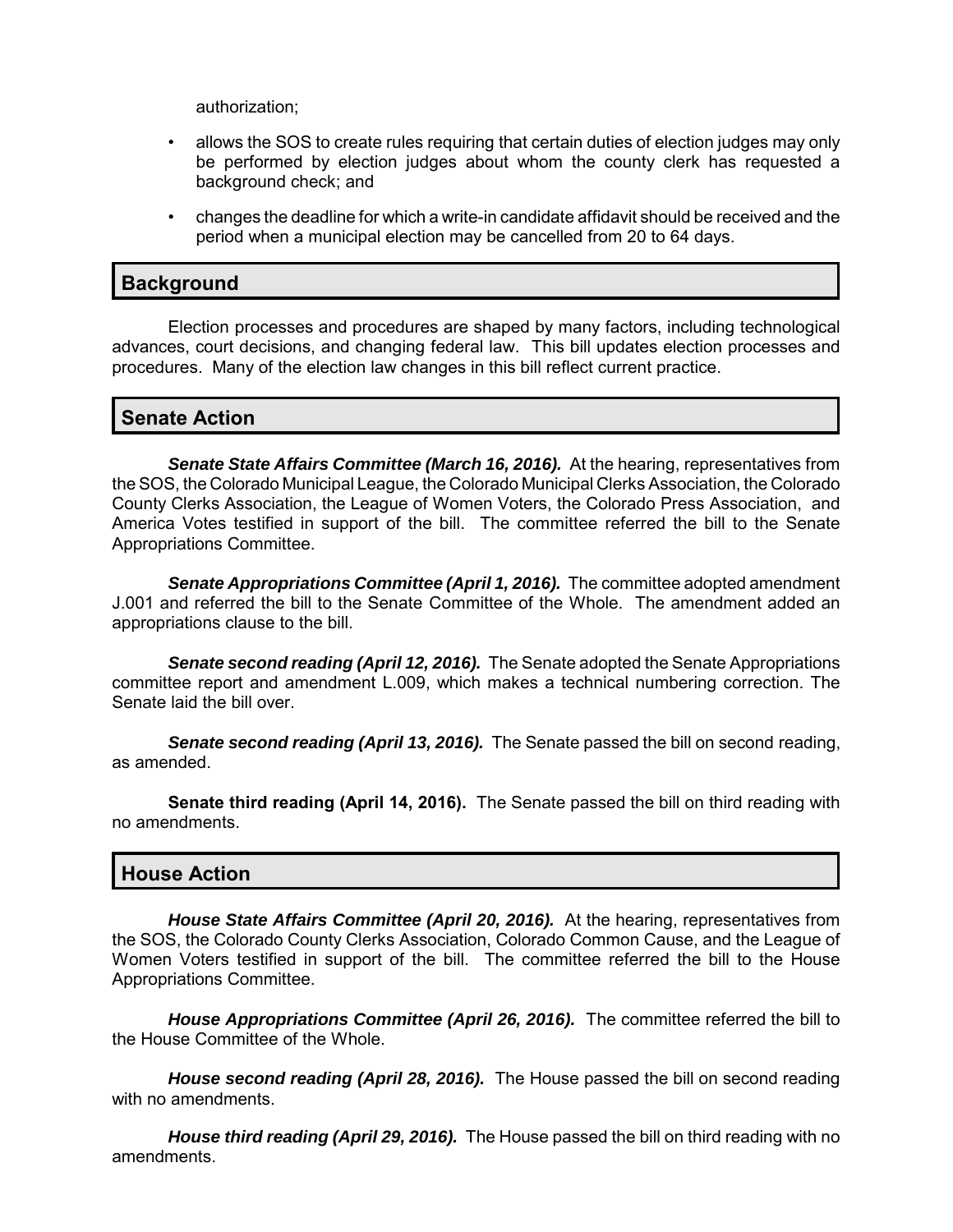authorization;

- allows the SOS to create rules requiring that certain duties of election judges may only be performed by election judges about whom the county clerk has requested a background check; and
- changes the deadline for which a write-in candidate affidavit should be received and the period when a municipal election may be cancelled from 20 to 64 days.

## Background

Election processes and procedures are shaped by many factors, including technological advances, court decisions, and changing federal law. This bill updates election processes and procedures. Many of the election law changes in this bill reflect current practice.

## Senate Action

***Senate State Affairs Committee (March 16, 2016).*** At the hearing, representatives from the SOS, the Colorado Municipal League, the Colorado Municipal Clerks Association, the Colorado County Clerks Association, the League of Women Voters, the Colorado Press Association, and America Votes testified in support of the bill. The committee referred the bill to the Senate Appropriations Committee.

***Senate Appropriations Committee (April 1, 2016).*** The committee adopted amendment J.001 and referred the bill to the Senate Committee of the Whole. The amendment added an appropriations clause to the bill.

***Senate second reading (April 12, 2016).*** The Senate adopted the Senate Appropriations committee report and amendment L.009, which makes a technical numbering correction. The Senate laid the bill over.

***Senate second reading (April 13, 2016).*** The Senate passed the bill on second reading, as amended.

**Senate third reading (April 14, 2016).** The Senate passed the bill on third reading with no amendments.

## House Action

***House State Affairs Committee (April 20, 2016).*** At the hearing, representatives from the SOS, the Colorado County Clerks Association, Colorado Common Cause, and the League of Women Voters testified in support of the bill. The committee referred the bill to the House Appropriations Committee.

***House Appropriations Committee (April 26, 2016).*** The committee referred the bill to the House Committee of the Whole.

***House second reading (April 28, 2016).*** The House passed the bill on second reading with no amendments.

***House third reading (April 29, 2016).*** The House passed the bill on third reading with no amendments.